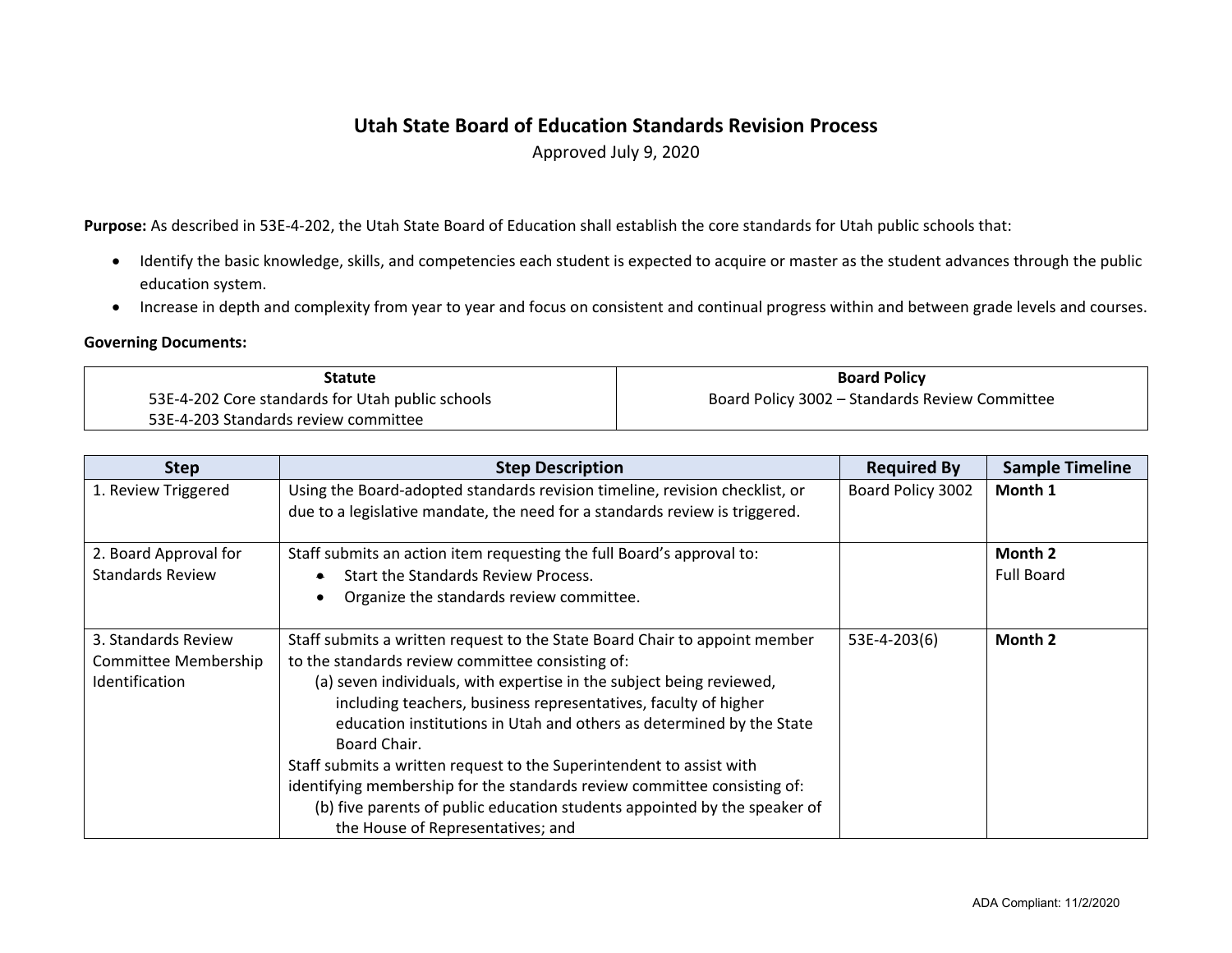# Utah State Board of Education Standards Revision Process

Approved July 9, 2020

**Purpose:** As described in 53E-4-202, the Utah State Board of Education shall establish the core standards for Utah public schools that:

- Identify the basic knowledge, skills, and competencies each student is expected to acquire or master as the student advances through the public education system.
- Increase in depth and complexity from year to year and focus on consistent and continual progress within and between grade levels and courses.

**Governing Documents:**

| Statute | Board Policy |
|---|---|
| 53E-4-202 Core standards for Utah public schools<br>53E-4-203 Standards review committee | Board Policy 3002 – Standards Review Committee |

| Step | Step Description | Required By | Sample Timeline |
|---|---|---|---|
| 1. Review Triggered | Using the Board-adopted standards revision timeline, revision checklist, or due to a legislative mandate, the need for a standards review is triggered. | Board Policy 3002 | **Month 1** |
| 2. Board Approval for Standards Review | Staff submits an action item requesting the full Board's approval to:<br>• Start the Standards Review Process.<br>• Organize the standards review committee. | | **Month 2**<br>Full Board |
| 3. Standards Review Committee Membership Identification | Staff submits a written request to the State Board Chair to appoint member to the standards review committee consisting of:<br>(a) seven individuals, with expertise in the subject being reviewed, including teachers, business representatives, faculty of higher education institutions in Utah and others as determined by the State Board Chair.<br>Staff submits a written request to the Superintendent to assist with identifying membership for the standards review committee consisting of:<br>(b) five parents of public education students appointed by the speaker of the House of Representatives; and | 53E-4-203(6) | **Month 2** |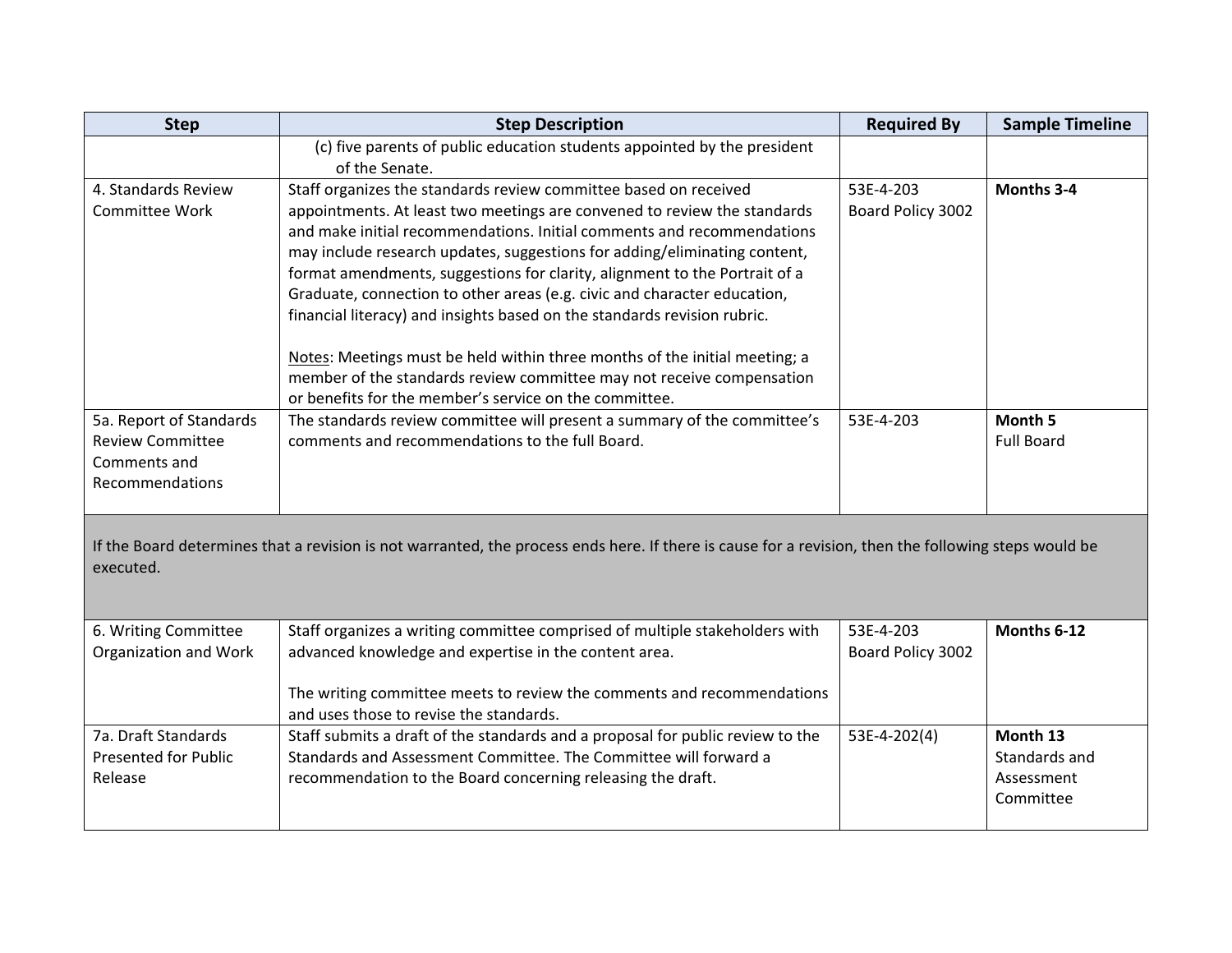| Step | Step Description | Required By | Sample Timeline |
|---|---|---|---|
| | (c) five parents of public education students appointed by the president of the Senate. | | |
| 4. Standards Review Committee Work | Staff organizes the standards review committee based on received appointments. At least two meetings are convened to review the standards and make initial recommendations. Initial comments and recommendations may include research updates, suggestions for adding/eliminating content, format amendments, suggestions for clarity, alignment to the Portrait of a Graduate, connection to other areas (e.g. civic and character education, financial literacy) and insights based on the standards revision rubric.<br><br>Notes: Meetings must be held within three months of the initial meeting; a member of the standards review committee may not receive compensation or benefits for the member's service on the committee. | 53E-4-203<br>Board Policy 3002 | **Months 3-4** |
| 5a. Report of Standards Review Committee Comments and Recommendations | The standards review committee will present a summary of the committee's comments and recommendations to the full Board. | 53E-4-203 | **Month 5**<br>Full Board |
| If the Board determines that a revision is not warranted, the process ends here. If there is cause for a revision, then the following steps would be executed. | | | |
| 6. Writing Committee Organization and Work | Staff organizes a writing committee comprised of multiple stakeholders with advanced knowledge and expertise in the content area.<br><br>The writing committee meets to review the comments and recommendations and uses those to revise the standards. | 53E-4-203<br>Board Policy 3002 | **Months 6-12** |
| 7a. Draft Standards Presented for Public Release | Staff submits a draft of the standards and a proposal for public review to the Standards and Assessment Committee. The Committee will forward a recommendation to the Board concerning releasing the draft. | 53E-4-202(4) | **Month 13**<br>Standards and Assessment Committee |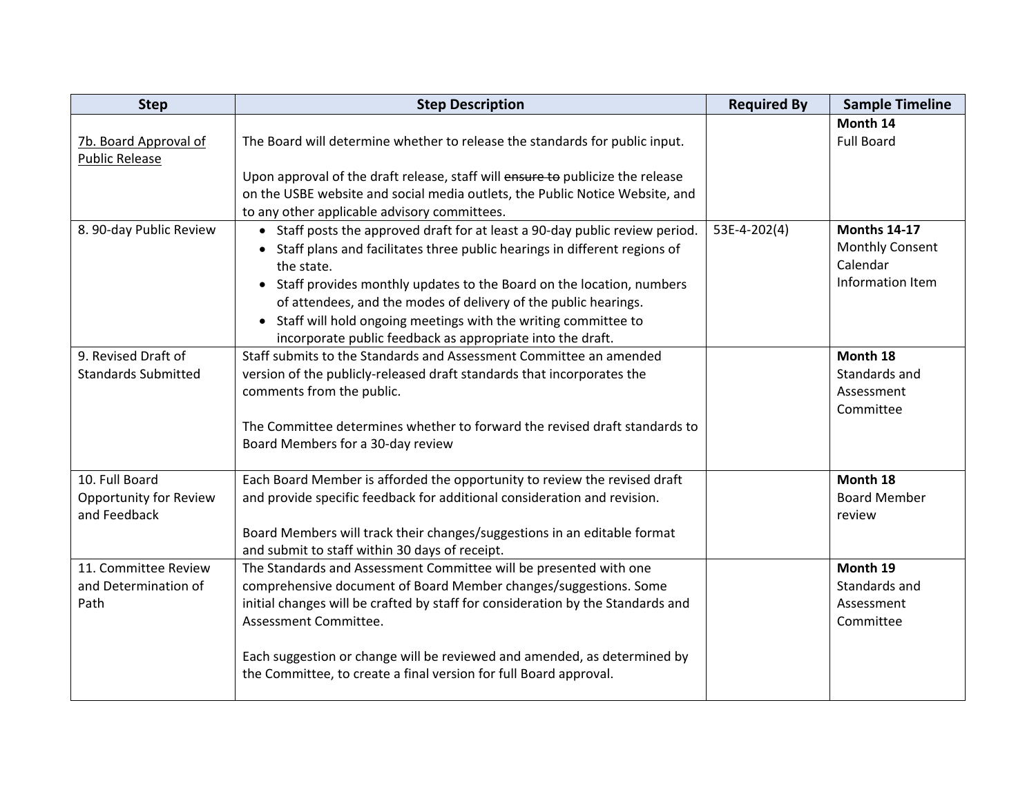| Step | Step Description | Required By | Sample Timeline |
|---|---|---|---|
| <u>7b. Board Approval of Public Release</u> | The Board will determine whether to release the standards for public input.<br><br>Upon approval of the draft release, staff will ~~ensure to~~ publicize the release on the USBE website and social media outlets, the Public Notice Website, and to any other applicable advisory committees. | | **Month 14**<br>Full Board |
| 8. 90-day Public Review | • Staff posts the approved draft for at least a 90-day public review period.<br>• Staff plans and facilitates three public hearings in different regions of the state.<br>• Staff provides monthly updates to the Board on the location, numbers of attendees, and the modes of delivery of the public hearings.<br>• Staff will hold ongoing meetings with the writing committee to incorporate public feedback as appropriate into the draft. | 53E-4-202(4) | **Months 14-17**<br>Monthly Consent Calendar Information Item |
| 9. Revised Draft of Standards Submitted | Staff submits to the Standards and Assessment Committee an amended version of the publicly-released draft standards that incorporates the comments from the public.<br><br>The Committee determines whether to forward the revised draft standards to Board Members for a 30-day review | | **Month 18**<br>Standards and Assessment Committee |
| 10. Full Board Opportunity for Review and Feedback | Each Board Member is afforded the opportunity to review the revised draft and provide specific feedback for additional consideration and revision.<br><br>Board Members will track their changes/suggestions in an editable format and submit to staff within 30 days of receipt. | | **Month 18**<br>Board Member review |
| 11. Committee Review and Determination of Path | The Standards and Assessment Committee will be presented with one comprehensive document of Board Member changes/suggestions. Some initial changes will be crafted by staff for consideration by the Standards and Assessment Committee.<br><br>Each suggestion or change will be reviewed and amended, as determined by the Committee, to create a final version for full Board approval. | | **Month 19**<br>Standards and Assessment Committee |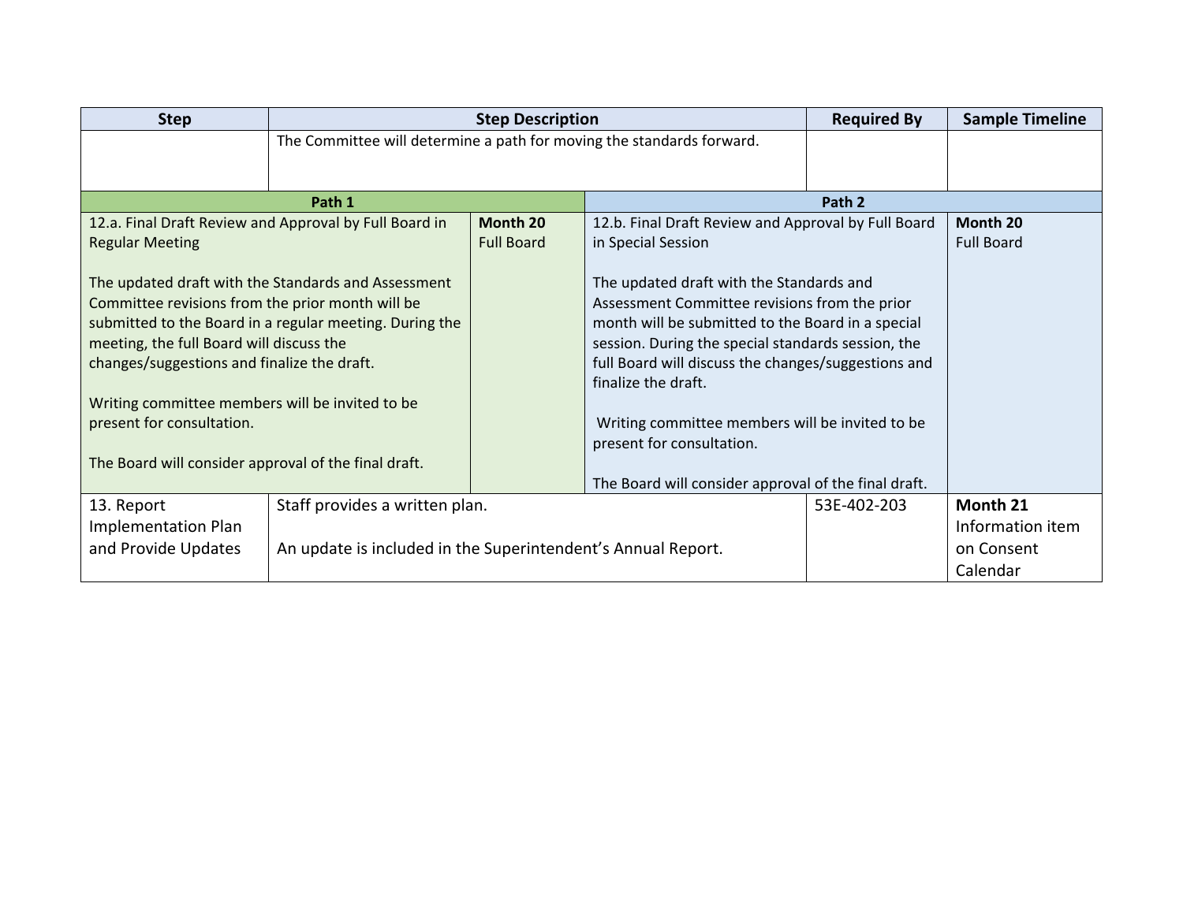| Step | Step Description | Required By | Sample Timeline |
|---|---|---|---|
| | The Committee will determine a path for moving the standards forward. | | |

| Path 1 | | Path 2 | |
|---|---|---|---|
| 12.a. Final Draft Review and Approval by Full Board in Regular Meeting<br><br>The updated draft with the Standards and Assessment Committee revisions from the prior month will be submitted to the Board in a regular meeting. During the meeting, the full Board will discuss the changes/suggestions and finalize the draft.<br><br>Writing committee members will be invited to be present for consultation.<br><br>The Board will consider approval of the final draft. | **Month 20**<br>Full Board | 12.b. Final Draft Review and Approval by Full Board in Special Session<br><br>The updated draft with the Standards and Assessment Committee revisions from the prior month will be submitted to the Board in a special session. During the special standards session, the full Board will discuss the changes/suggestions and finalize the draft.<br><br>Writing committee members will be invited to be present for consultation.<br><br>The Board will consider approval of the final draft. | **Month 20**<br>Full Board |

| Step | Step Description | Required By | Sample Timeline |
|---|---|---|---|
| 13. Report Implementation Plan and Provide Updates | Staff provides a written plan.<br><br>An update is included in the Superintendent's Annual Report. | 53E-402-203 | **Month 21**<br>Information item on Consent Calendar |